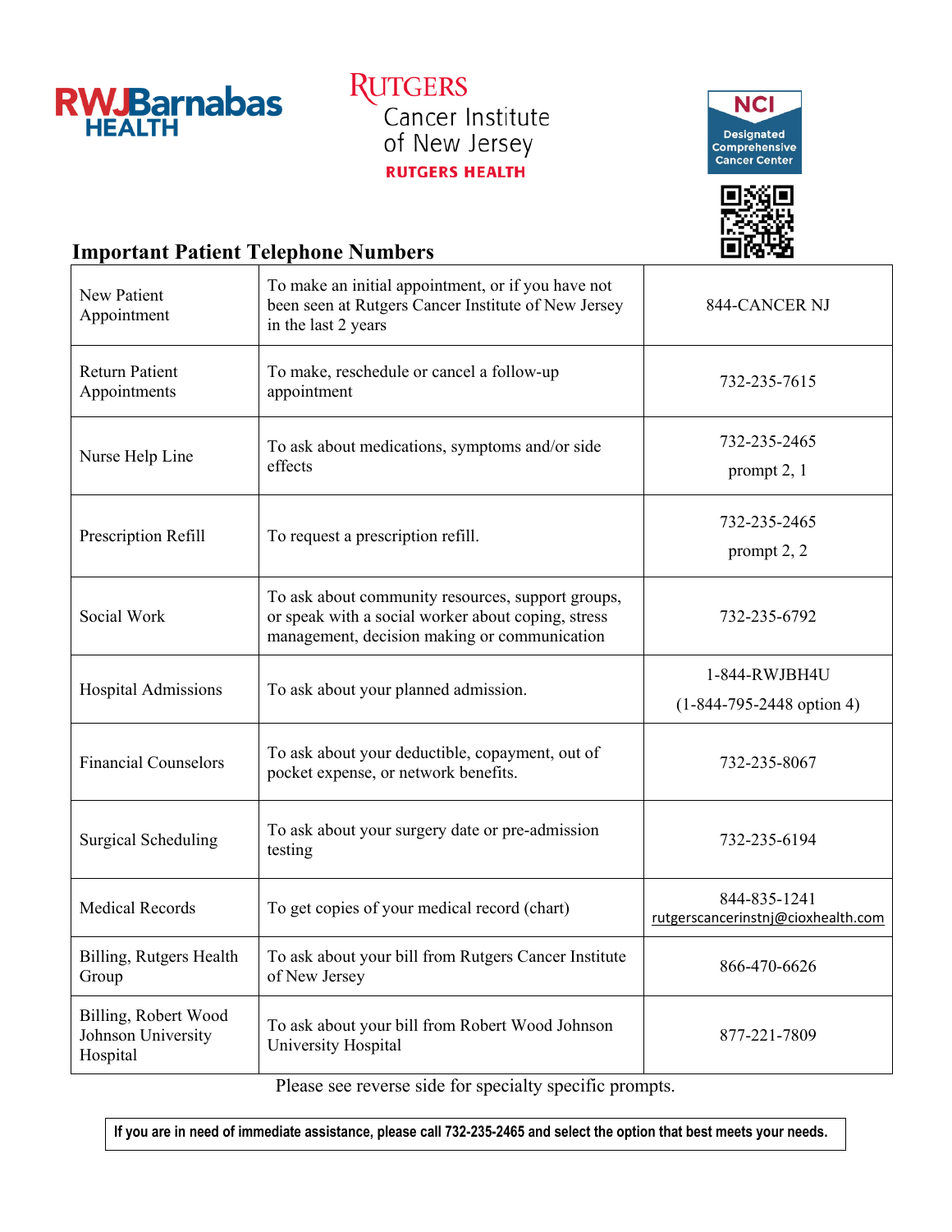RWJBarnabas HEALTH

RUTGERS Cancer Institute of New Jersey RUTGERS HEALTH

NCI Designated Comprehensive Cancer Center

## Important Patient Telephone Numbers

| | | |
|---|---|---|
| New Patient Appointment | To make an initial appointment, or if you have not been seen at Rutgers Cancer Institute of New Jersey in the last 2 years | 844-CANCER NJ |
| Return Patient Appointments | To make, reschedule or cancel a follow-up appointment | 732-235-7615 |
| Nurse Help Line | To ask about medications, symptoms and/or side effects | 732-235-2465 prompt 2, 1 |
| Prescription Refill | To request a prescription refill. | 732-235-2465 prompt 2, 2 |
| Social Work | To ask about community resources, support groups, or speak with a social worker about coping, stress management, decision making or communication | 732-235-6792 |
| Hospital Admissions | To ask about your planned admission. | 1-844-RWJBH4U (1-844-795-2448 option 4) |
| Financial Counselors | To ask about your deductible, copayment, out of pocket expense, or network benefits. | 732-235-8067 |
| Surgical Scheduling | To ask about your surgery date or pre-admission testing | 732-235-6194 |
| Medical Records | To get copies of your medical record (chart) | 844-835-1241 rutgerscancerinstnj@cioxhealth.com |
| Billing, Rutgers Health Group | To ask about your bill from Rutgers Cancer Institute of New Jersey | 866-470-6626 |
| Billing, Robert Wood Johnson University Hospital | To ask about your bill from Robert Wood Johnson University Hospital | 877-221-7809 |

Please see reverse side for specialty specific prompts.

**If you are in need of immediate assistance, please call 732-235-2465 and select the option that best meets your needs.**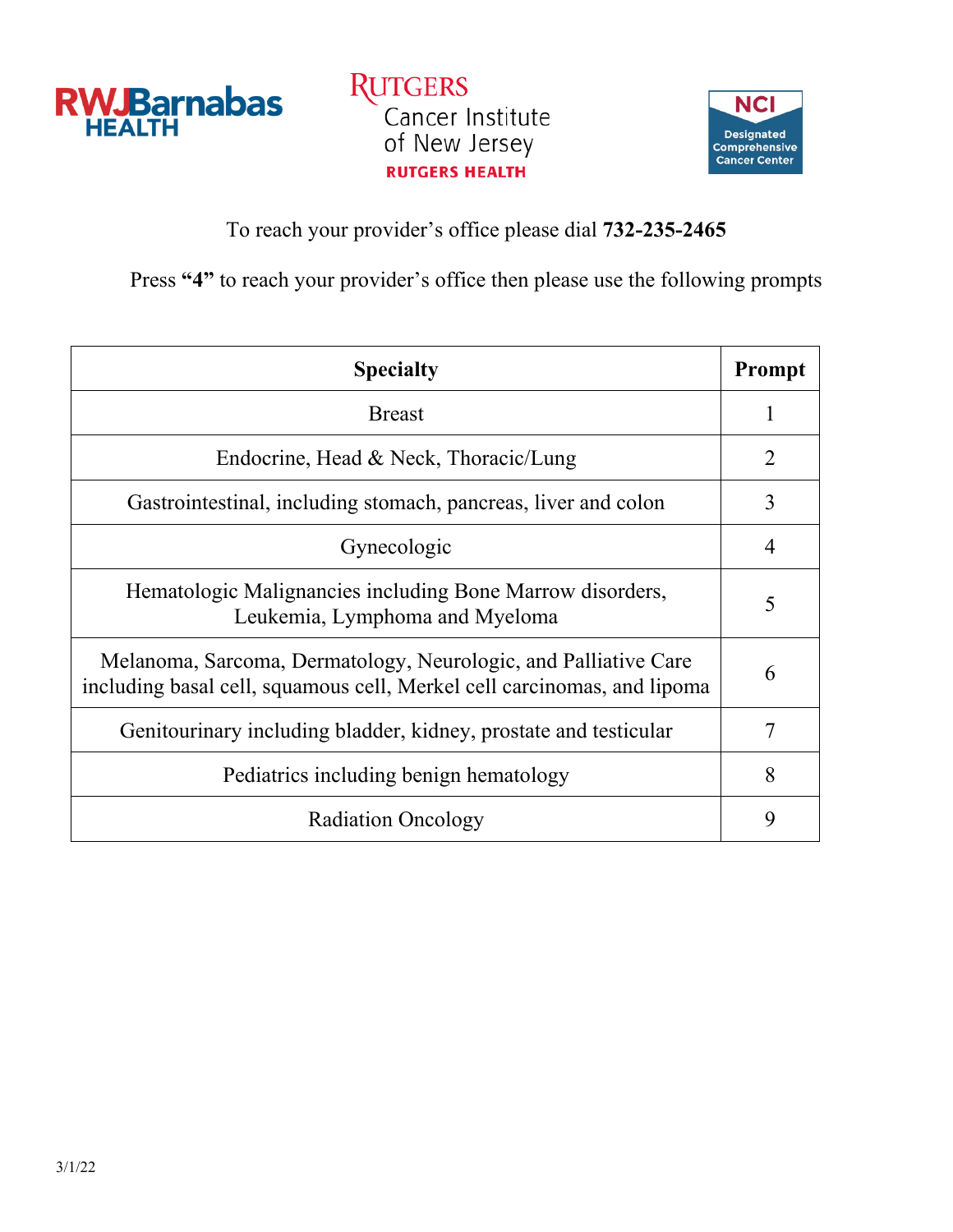RWJBarnabas HEALTH

RUTGERS Cancer Institute of New Jersey RUTGERS HEALTH

NCI Designated Comprehensive Cancer Center

To reach your provider's office please dial **732-235-2465**

Press **"4"** to reach your provider's office then please use the following prompts

| Specialty | Prompt |
|---|---|
| Breast | 1 |
| Endocrine, Head & Neck, Thoracic/Lung | 2 |
| Gastrointestinal, including stomach, pancreas, liver and colon | 3 |
| Gynecologic | 4 |
| Hematologic Malignancies including Bone Marrow disorders, Leukemia, Lymphoma and Myeloma | 5 |
| Melanoma, Sarcoma, Dermatology, Neurologic, and Palliative Care including basal cell, squamous cell, Merkel cell carcinomas, and lipoma | 6 |
| Genitourinary including bladder, kidney, prostate and testicular | 7 |
| Pediatrics including benign hematology | 8 |
| Radiation Oncology | 9 |

3/1/22